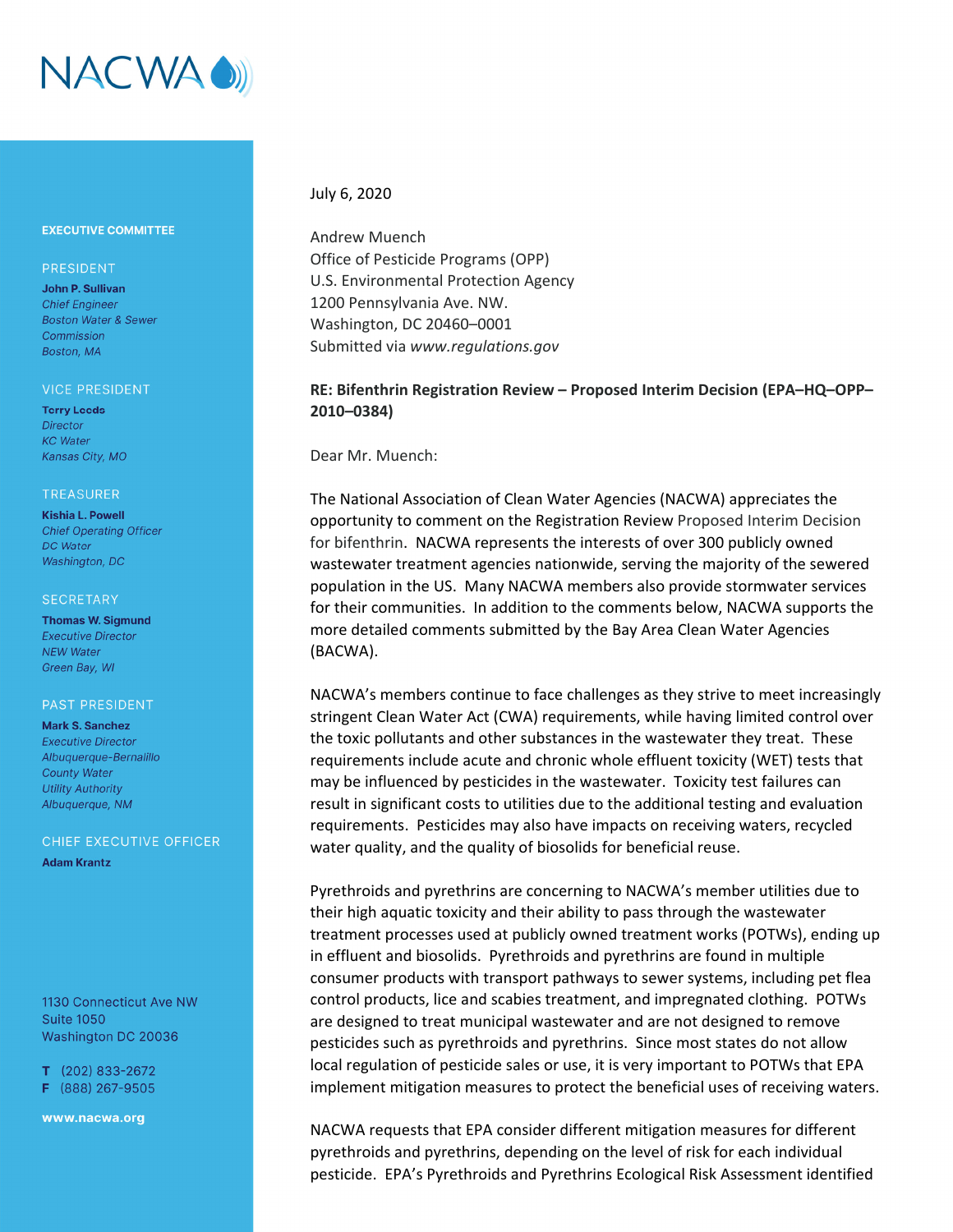NACWA

**EXECUTIVE COMMITTEE**

PRESIDENT

**John P. Sullivan**
*Chief Engineer*
*Boston Water & Sewer Commission*
*Boston, MA*

VICE PRESIDENT

**Terry Leeds**
*Director*
*KC Water*
*Kansas City, MO*

TREASURER

**Kishia L. Powell**
*Chief Operating Officer*
*DC Water*
*Washington, DC*

SECRETARY

**Thomas W. Sigmund**
*Executive Director*
*NEW Water*
*Green Bay, WI*

PAST PRESIDENT

**Mark S. Sanchez**
*Executive Director*
*Albuquerque-Bernalillo County Water Utility Authority*
*Albuquerque, NM*

CHIEF EXECUTIVE OFFICER

**Adam Krantz**

1130 Connecticut Ave NW
Suite 1050
Washington DC 20036

T (202) 833-2672
F (888) 267-9505

**www.nacwa.org**

July 6, 2020

Andrew Muench
Office of Pesticide Programs (OPP)
U.S. Environmental Protection Agency
1200 Pennsylvania Ave. NW.
Washington, DC 20460–0001
Submitted via *www.regulations.gov*

**RE: Bifenthrin Registration Review – Proposed Interim Decision (EPA–HQ–OPP–2010–0384)**

Dear Mr. Muench:

The National Association of Clean Water Agencies (NACWA) appreciates the opportunity to comment on the Registration Review Proposed Interim Decision for bifenthrin. NACWA represents the interests of over 300 publicly owned wastewater treatment agencies nationwide, serving the majority of the sewered population in the US. Many NACWA members also provide stormwater services for their communities. In addition to the comments below, NACWA supports the more detailed comments submitted by the Bay Area Clean Water Agencies (BACWA).

NACWA's members continue to face challenges as they strive to meet increasingly stringent Clean Water Act (CWA) requirements, while having limited control over the toxic pollutants and other substances in the wastewater they treat. These requirements include acute and chronic whole effluent toxicity (WET) tests that may be influenced by pesticides in the wastewater. Toxicity test failures can result in significant costs to utilities due to the additional testing and evaluation requirements. Pesticides may also have impacts on receiving waters, recycled water quality, and the quality of biosolids for beneficial reuse.

Pyrethroids and pyrethrins are concerning to NACWA's member utilities due to their high aquatic toxicity and their ability to pass through the wastewater treatment processes used at publicly owned treatment works (POTWs), ending up in effluent and biosolids. Pyrethroids and pyrethrins are found in multiple consumer products with transport pathways to sewer systems, including pet flea control products, lice and scabies treatment, and impregnated clothing. POTWs are designed to treat municipal wastewater and are not designed to remove pesticides such as pyrethroids and pyrethrins. Since most states do not allow local regulation of pesticide sales or use, it is very important to POTWs that EPA implement mitigation measures to protect the beneficial uses of receiving waters.

NACWA requests that EPA consider different mitigation measures for different pyrethroids and pyrethrins, depending on the level of risk for each individual pesticide. EPA's Pyrethroids and Pyrethrins Ecological Risk Assessment identified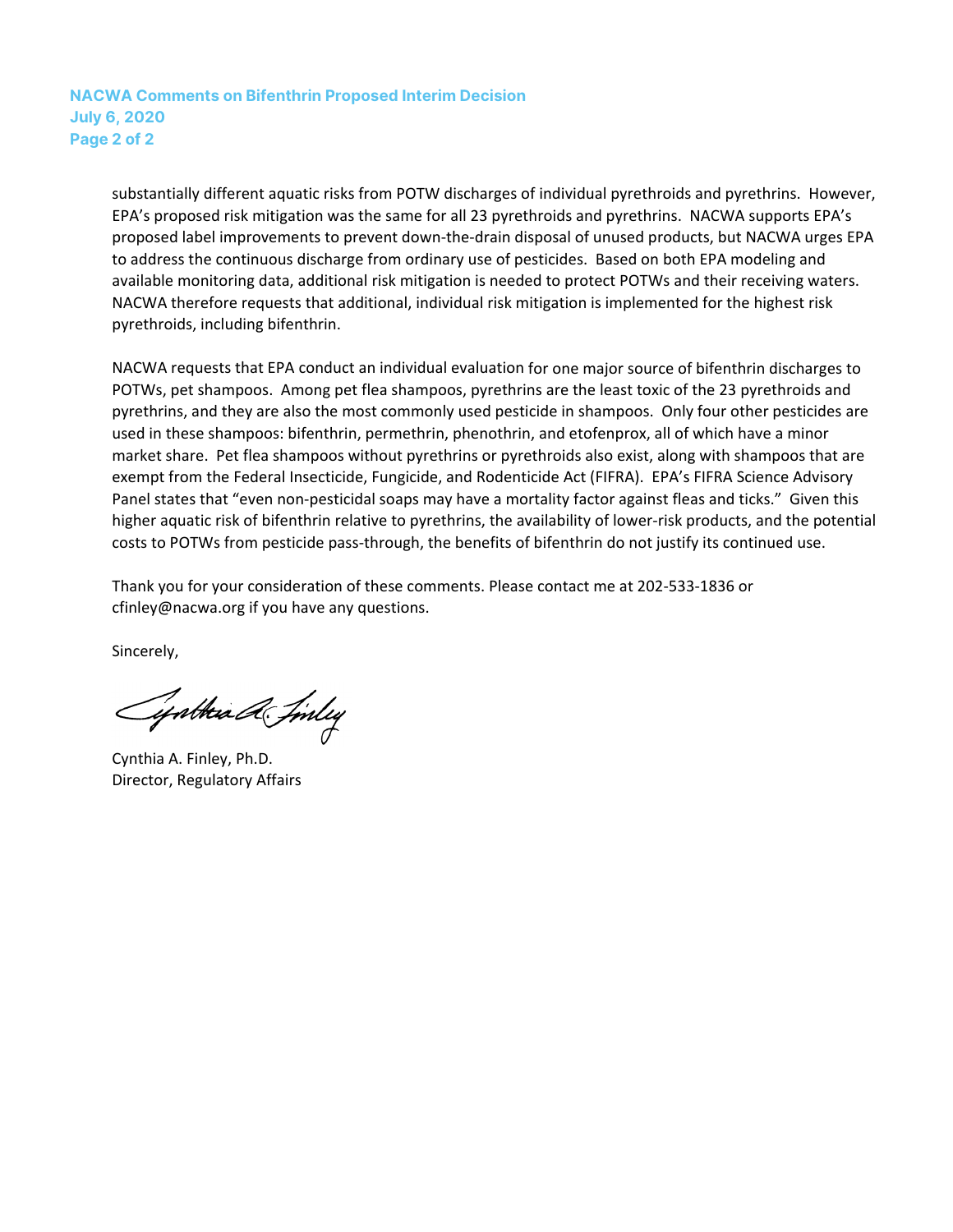substantially different aquatic risks from POTW discharges of individual pyrethroids and pyrethrins. However, EPA's proposed risk mitigation was the same for all 23 pyrethroids and pyrethrins. NACWA supports EPA's proposed label improvements to prevent down-the-drain disposal of unused products, but NACWA urges EPA to address the continuous discharge from ordinary use of pesticides. Based on both EPA modeling and available monitoring data, additional risk mitigation is needed to protect POTWs and their receiving waters. NACWA therefore requests that additional, individual risk mitigation is implemented for the highest risk pyrethroids, including bifenthrin.

NACWA requests that EPA conduct an individual evaluation for one major source of bifenthrin discharges to POTWs, pet shampoos. Among pet flea shampoos, pyrethrins are the least toxic of the 23 pyrethroids and pyrethrins, and they are also the most commonly used pesticide in shampoos. Only four other pesticides are used in these shampoos: bifenthrin, permethrin, phenothrin, and etofenprox, all of which have a minor market share. Pet flea shampoos without pyrethrins or pyrethroids also exist, along with shampoos that are exempt from the Federal Insecticide, Fungicide, and Rodenticide Act (FIFRA). EPA's FIFRA Science Advisory Panel states that "even non-pesticidal soaps may have a mortality factor against fleas and ticks." Given this higher aquatic risk of bifenthrin relative to pyrethrins, the availability of lower-risk products, and the potential costs to POTWs from pesticide pass-through, the benefits of bifenthrin do not justify its continued use.

Thank you for your consideration of these comments. Please contact me at 202-533-1836 or cfinley@nacwa.org if you have any questions.

Sincerely,

Cynthia A. Finley

Cynthia A. Finley, Ph.D.
Director, Regulatory Affairs